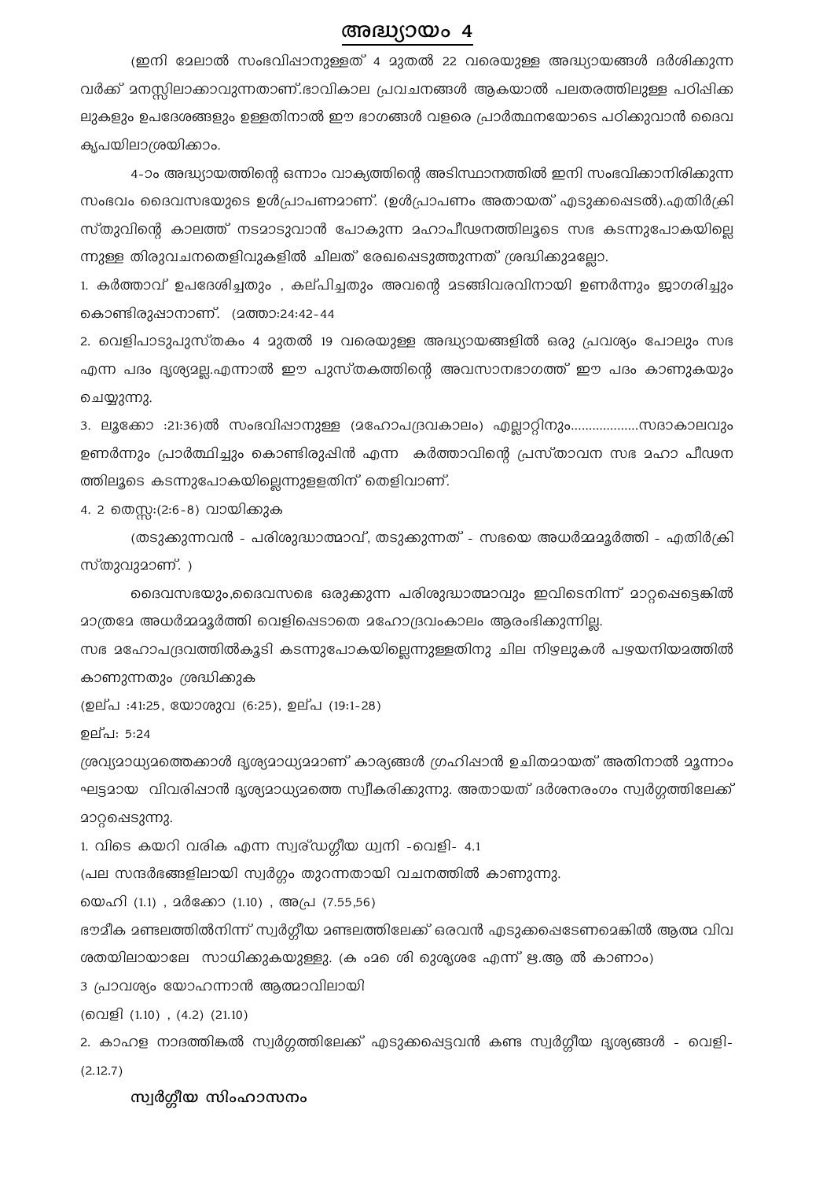## അദ്ധ്യായം 4

(ഇനി മേലാൽ സംഭവിഷാനുള്ളത് 4 മുതൽ 22 വരെയുള്ള അദ്ധ്യായങ്ങൾ ദർശിക്കുന്ന വർക്ക് മനസ്സിലാക്കാവുന്നതാണ്.ഭാവികാല പ്രവചനങ്ങൾ ആകയാൽ പലതരത്തിലുള്ള പഠിപ്പിക്ക ലുകളും ഉപദേശങ്ങളും ഉള്ളതിനാൽ ഈ ഭാഗങ്ങൾ വളരെ പ്രാർത്ഥനയോടെ പഠിക്കുവാൻ ദൈവ കൃപയിലാശ്രയിക്കാം.

4-ാം അദ്ധ്യായത്തിന്റെ ഒന്നാം വാക്യത്തിന്റെ അടിസ്ഥാനത്തിൽ ഇനി സംഭവിക്കാനിരിക്കുന്ന സംഭവം ദൈവസഭയുടെ ഉൾപ്രാപണമാണ്. (ഉൾപ്രാപണം അതായത് എടുക്കപ്പെടൽ).എതിർക്രി സ്തുവിന്റെ കാലത്ത് നടമാടുവാൻ പോകുന്ന മഹാപീഢനത്തിലൂടെ സഭ കടന്നുപോകയില്ലെ ന്നുള്ള തിരുവചനതെളിവുകളിൽ ചിലത് രേഖപ്പെടുത്തുന്നത് ശ്രദ്ധിക്കുമല്ലോ.

1. കർത്താവ് ഉപദേശിച്ചതും , കല്പിച്ചതും അവന്റെ മടങ്ങിവരവിനായി ഉണർന്നും ജാഗരിച്ചും കൊണ്ടിരുപ്പാനാണ്. (മത്താ:24:42-44

2. വെളിപാടുപുസ്തകം 4 മുതൽ 19 വരെയുള്ള അദ്ധ്യായങ്ങളിൽ ഒരു പ്രവശ്യം പോലും സഭ എന്ന പദം ദൃശ്യമല്ല.എന്നാൽ ഈ പുസ്തകത്തിന്റെ അവസാനഭാഗത്ത് ഈ പദം കാണുകയും ചെയ്യുന്നു.

3. ലൂക്കോ :21:36)ൽ സംഭവിഷാനുള്ള (മഹോപദ്രവകാലം) എല്ലാറ്റിനും..................സദാകാലവും ഉണർന്നും പ്രാർത്ഥിച്ചും കൊണ്ടിരുപ്പിൻ എന്ന കർത്താവിന്റെ പ്രസ്താവന സഭ മഹാ പീഢന ത്തിലൂടെ കടന്നുപോകയില്ലെന്നുളളതിന് തെളിവാണ്.

4. 2 തെസ്സ:(2:6-8) വായിക്കുക

(തടുക്കുന്നവൻ - പരിശുദ്ധാത്മാവ്, തടുക്കുന്നത് - സഭയെ അധർമ്മമൂർത്തി - എതിർക്രി സ്തുവുമാണ്. )

ദൈവസഭയും,ദൈവസഭെ ഒരുക്കുന്ന പരിശുദ്ധാത്മാവും ഇവിടെനിന്ന് മാറ്റപ്പെട്ടെങ്കിൽ മാത്രമേ അധർമ്മമൂർത്തി വെളിപ്പെടാതെ മഹോദ്രവംകാലം ആരംഭിക്കുന്നില്ല.

സഭ മഹോപദ്രവത്തിൽകൂടി കടന്നുപോകയില്ലെന്നുള്ളതിനു ചില നിഴലുകൾ പഴയനിയമത്തിൽ കാണുന്നതും ശ്രദ്ധിക്കുക

(ഉല്പ :41:25, യോശുവ (6:25), ഉല്പ (19:1-28)

ഉല്പ: 5:24

ശ്രവ്യമാധ്യമത്തെക്കാൾ ദൃശ്യമാധ്യമമാണ് കാര്യങ്ങൾ ഗ്രഹിപ്പാൻ ഉചിതമായത് അതിനാൽ മൂന്നാം ഘട്ടമായ വിവരിപ്പാൻ ദൃശ്യമാധ്യമത്തെ സ്വീകരിക്കുന്നു. അതായത് ദർശനരംഗം സ്വർഗ്ഗത്തിലേക്ക് മാറ്റപ്പെടുന്നു.

1. വിടെ കയറി വരിക എന്ന സ്വർഡ്ഗീയ ധ്വനി -വെളി- 4.1

(പല സന്ദർഭങ്ങളിലായി സ്വർഗ്ഗം തുറന്നതായി വചനത്തിൽ കാണുന്നു.

യെഹി (1.1) , മർക്കോ (1.10) , അപ്ര (7.55,56)

ഭൗമീക മണ്ടലത്തിൽനിന്ന് സ്വർഗ്ഗീയ മണ്ടലത്തിലേക്ക് ഒരവൻ എടുക്കപ്പെടേണമെങ്കിൽ ആത്മ വിവ ശതയിലായാലേ സാധിക്കുകയുള്ളൂ. (ക ംമ ശി ുശ്യശ എന്ന് ജ.ആ ൽ കാണാം)

3 പ്രാവശ്യം യോഹന്നാൻ ആത്മാവിലായി

(വെളി (1.10) , (4.2) (21.10)

2. കാഹള നാദത്തിങ്കൽ സ്വർഗ്ഗത്തിലേക്ക് എടുക്കപ്പെട്ടവൻ കണ്ട സ്വർഗ്ഗീയ ദൃശ്യങ്ങൾ - വെളി- (2.12.7)

**സ്വർഗ്ഗീയ സിംഹാസനം**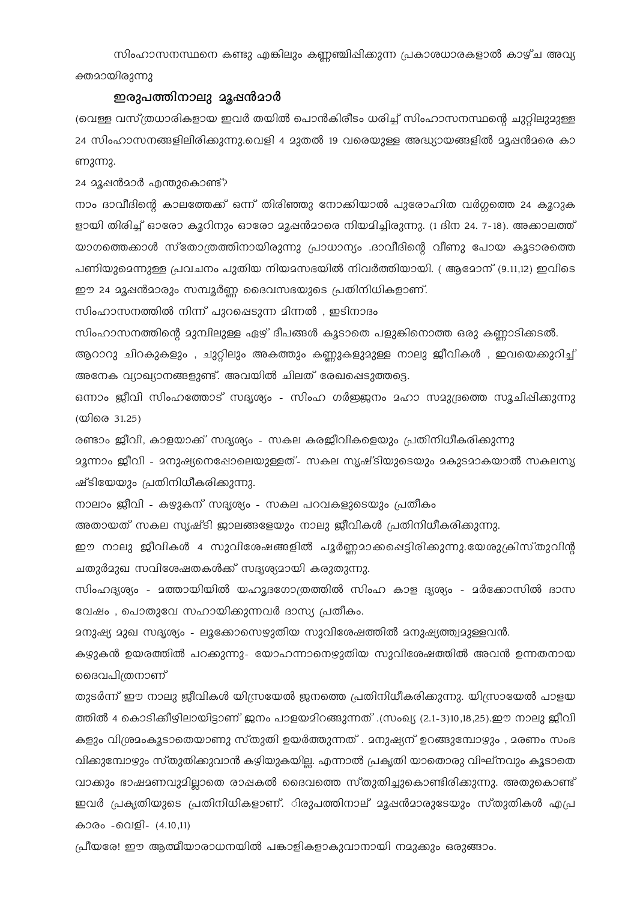സിംഹാസനസ്ഥനെ കണ്ടു എങ്കിലും കണ്ണഞ്ചിപ്പിക്കുന്ന പ്രകാശധാരകളാൽ കാഴ്ച അവ്യക്തമായിരുന്നു

**ഇരുപത്തിനാലു മൂഷൻമാർ**

(വെള്ള വസ്ത്രധാരികളായ ഇവർ തയിൽ പൊൻകിരീടം ധരിച്ച് സിംഹാസനസ്ഥന്റെ ചുറ്റിലുമുള്ള 24 സിംഹാസനങ്ങളിലിരിക്കുന്നു.വെളി 4 മുതൽ 19 വരെയുള്ള അദ്ധ്യായങ്ങളിൽ മൂഷൻമരെ കാണുന്നു.

24 മൂഷൻമാർ എന്തുകൊണ്ട്?

നാം ദാവീദിന്റെ കാലത്തേക്ക് ഒന്ന് തിരിഞ്ഞു നോക്കിയാൽ പുരോഹിത വർഗ്ഗത്തെ 24 കൂറുകളായി തിരിച്ച് ഓരോ കൂറിനും ഓരോ മൂഷൻമാരെ നിയമിച്ചിരുന്നു. (1 ദിന 24. 7-18). അക്കാലത്ത് യാഗത്തെക്കാൾ സ്തോത്രത്തിനായിരുന്നു പ്രാധാന്യം .ദാവീദിന്റെ വീണു പോയ കൂടാരത്തെ പണിയുമെന്നുള്ള പ്രവചനം പുതിയ നിയമസഭയിൽ നിവർത്തിയായി. ( ആമോസ് (9.11,12) ഇവിടെ ഈ 24 മൂഷൻമാരും സമ്പൂർണ്ണ ദൈവസഭയുടെ പ്രതിനിധികളാണ്.

സിംഹാസനത്തിൽ നിന്ന് പുറപ്പെടുന്ന മിന്നൽ , ഇടിനാദം

സിംഹാസനത്തിന്റെ മുമ്പിലുള്ള ഏഴ് ദീപങ്ങൾ കൂടാതെ പളുങ്കിനൊത്ത ഒരു കണ്ണാടിക്കടൽ.

ആറാറു ചിറകുകളും , ചുറ്റിലും അകത്തും കണ്ണുകളുമുള്ള നാലു ജീവികൾ , ഇവയെക്കുറിച്ച് അനേക വ്യാഖ്യാനങ്ങളുണ്ട്. അവയിൽ ചിലത് രേഖപ്പെടുത്തട്ടെ.

ഒന്നാം ജീവി സിംഹത്തോട് സദൃശ്യം - സിംഹ ഗർജ്ജനം മഹാ സമുദ്രത്തെ സൂചിപ്പിക്കുന്നു (യിരെ 31.25)

രണ്ടാം ജീവി, കാളയാക്ക് സദൃശ്യം - സകല കരജീവികളെയും പ്രതിനിധീകരിക്കുന്നു

മൂന്നാം ജീവി - മനുഷ്യനെപ്പോലെയുള്ളത്- സകല സൃഷ്ടിയുടെയും മകുടമാകയാൽ സകലസൃഷ്ടിയേയും പ്രതിനിധീകരിക്കുന്നു.

നാലാം ജീവി - കഴുകന് സദൃശ്യം - സകല പറവകളുടെയും പ്രതീകം

അതായത് സകല സൃഷ്ടി ജാലങ്ങളേയും നാലു ജീവികൾ പ്രതിനിധീകരിക്കുന്നു.

ഈ നാലു ജീവികൾ 4 സുവിശേഷങ്ങളിൽ പൂർണ്ണമാക്കപ്പെട്ടിരിക്കുന്നു.യേശുക്രിസ്തുവിന്റ ചതുർമുഖ സവിശേഷതകൾക്ക് സദൃശ്യമായി കരുതുന്നു.

സിംഹദൃശ്യം - മത്തായിയിൽ യഹൂദഗോത്രത്തിൽ സിംഹ കാള ദൃശ്യം - മർക്കോസിൽ ദാസ വേഷം , പൊതുവേ സഹായിക്കുന്നവർ ദാസ്യ പ്രതീകം.

മനുഷ്യ മുഖ സദൃശ്യം - ലൂക്കോസെഴുതിയ സുവിശേഷത്തിൽ മനുഷ്യത്ത്വമുള്ളവൻ.

കഴുകൻ ഉയരത്തിൽ പറക്കുന്നു- യോഹന്നാനെഴുതിയ സുവിശേഷത്തിൽ അവൻ ഉന്നതനായ ദൈവപിത്രനാണ്

തുടർന്ന് ഈ നാലു ജീവികൾ യിസ്രയേൽ ജനത്തെ പ്രതിനിധീകരിക്കുന്നു. യിസ്രായേൽ പാളയത്തിൽ 4 കൊടിക്കീഴിലായിട്ടാണ് ജനം പാളയമിറങ്ങുന്നത് .(സംഖ്യ (2.1-3)10,18,25).ഈ നാലു ജീവികളും വിശ്രമംകൂടാതെയാണു സ്തുതി ഉയർത്തുന്നത് . മനുഷ്യന് ഉറങ്ങുമ്പോഴും , മരണം സംഭവിക്കുമ്പോഴും സ്തുതിക്കുവാൻ കഴിയുകയില്ല. എന്നാൽ പ്രകൃതി യാതൊരു വിഘ്നവും കൂടാതെ വാക്കും ഭാഷമണവുമില്ലാതെ രാപ്പകൽ ദൈവത്തെ സ്തുതിച്ചുകൊണ്ടിരിക്കുന്നു. അതുകൊണ്ട് ഇവർ പ്രകൃതിയുടെ പ്രതിനിധികളാണ്. ിരുപത്തിനാല് മൂഷൻമാരുടേയും സ്തുതികൾ എപ്രകാരം -വെളി- (4.10,11)

പ്രിയരേ! ഈ ആത്മീയാരാധനയിൽ പങ്കാളികളാകുവാനായി നമുക്കും ഒരുങ്ങാം.